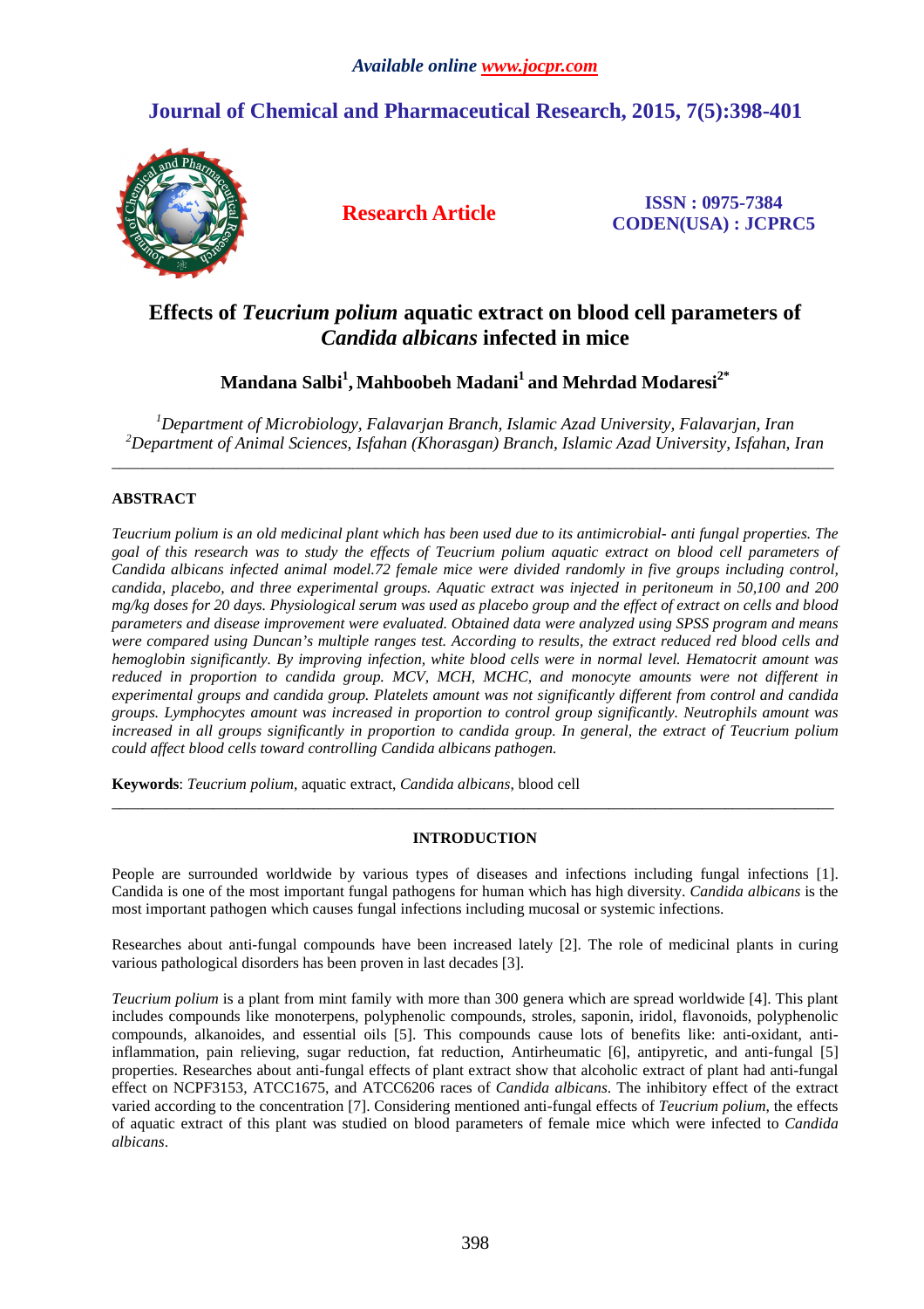*Available online www.jocpr.com*

# Journal of Chemical and Pharmaceutical Research, 2015, 7(5):398-401

**Research Article**

**ISSN : 0975-7384**
**CODEN(USA) : JCPRC5**

# Effects of *Teucrium polium* aquatic extract on blood cell parameters of *Candida albicans* infected in mice

**Mandana Salbi[1], Mahboobeh Madani[1] and Mehrdad Modaresi[2*]**

*[1]Department of Microbiology, Falavarjan Branch, Islamic Azad University, Falavarjan, Iran*
*[2]Department of Animal Sciences, Isfahan (Khorasgan) Branch, Islamic Azad University, Isfahan, Iran*

---

## ABSTRACT

*Teucrium polium is an old medicinal plant which has been used due to its antimicrobial- anti fungal properties. The goal of this research was to study the effects of Teucrium polium aquatic extract on blood cell parameters of Candida albicans infected animal model.72 female mice were divided randomly in five groups including control, candida, placebo, and three experimental groups. Aquatic extract was injected in peritoneum in 50,100 and 200 mg/kg doses for 20 days. Physiological serum was used as placebo group and the effect of extract on cells and blood parameters and disease improvement were evaluated. Obtained data were analyzed using SPSS program and means were compared using Duncan's multiple ranges test. According to results, the extract reduced red blood cells and hemoglobin significantly. By improving infection, white blood cells were in normal level. Hematocrit amount was reduced in proportion to candida group. MCV, MCH, MCHC, and monocyte amounts were not different in experimental groups and candida group. Platelets amount was not significantly different from control and candida groups. Lymphocytes amount was increased in proportion to control group significantly. Neutrophils amount was increased in all groups significantly in proportion to candida group. In general, the extract of Teucrium polium could affect blood cells toward controlling Candida albicans pathogen.*

**Keywords**: *Teucrium polium*, aquatic extract, *Candida albicans*, blood cell

---

## INTRODUCTION

People are surrounded worldwide by various types of diseases and infections including fungal infections [1]. Candida is one of the most important fungal pathogens for human which has high diversity. *Candida albicans* is the most important pathogen which causes fungal infections including mucosal or systemic infections.

Researches about anti-fungal compounds have been increased lately [2]. The role of medicinal plants in curing various pathological disorders has been proven in last decades [3].

*Teucrium polium* is a plant from mint family with more than 300 genera which are spread worldwide [4]. This plant includes compounds like monoterpens, polyphenolic compounds, stroles, saponin, iridol, flavonoids, polyphenolic compounds, alkanoides, and essential oils [5]. This compounds cause lots of benefits like: anti-oxidant, anti-inflammation, pain relieving, sugar reduction, fat reduction, Antirheumatic [6], antipyretic, and anti-fungal [5] properties. Researches about anti-fungal effects of plant extract show that alcoholic extract of plant had anti-fungal effect on NCPF3153, ATCC1675, and ATCC6206 races of *Candida albicans*. The inhibitory effect of the extract varied according to the concentration [7]. Considering mentioned anti-fungal effects of *Teucrium polium*, the effects of aquatic extract of this plant was studied on blood parameters of female mice which were infected to *Candida albicans*.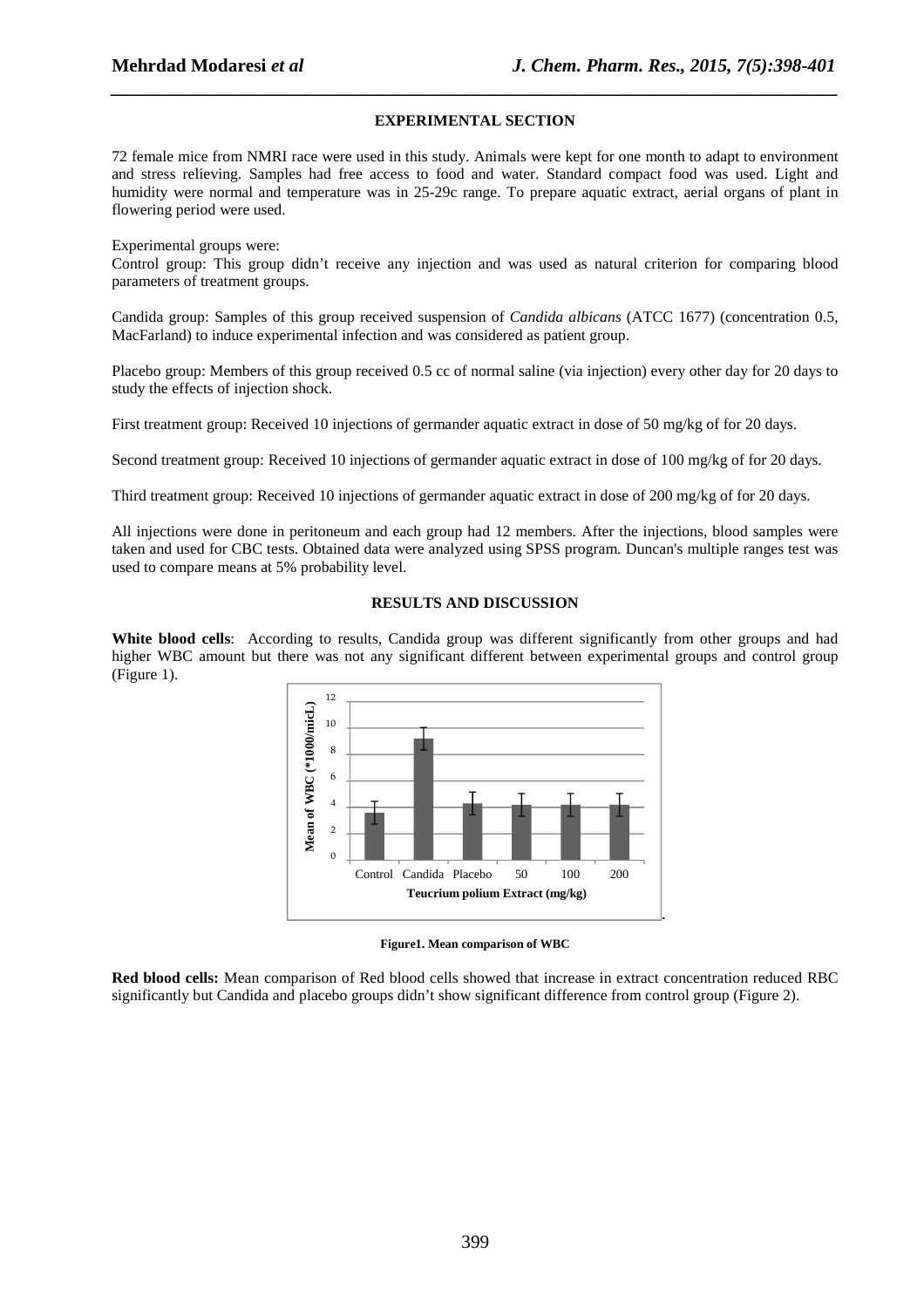## EXPERIMENTAL SECTION

72 female mice from NMRI race were used in this study. Animals were kept for one month to adapt to environment and stress relieving. Samples had free access to food and water. Standard compact food was used. Light and humidity were normal and temperature was in 25-29c range. To prepare aquatic extract, aerial organs of plant in flowering period were used.

Experimental groups were:

Control group: This group didn't receive any injection and was used as natural criterion for comparing blood parameters of treatment groups.

Candida group: Samples of this group received suspension of *Candida albicans* (ATCC 1677) (concentration 0.5, MacFarland) to induce experimental infection and was considered as patient group.

Placebo group: Members of this group received 0.5 cc of normal saline (via injection) every other day for 20 days to study the effects of injection shock.

First treatment group: Received 10 injections of germander aquatic extract in dose of 50 mg/kg of for 20 days.

Second treatment group: Received 10 injections of germander aquatic extract in dose of 100 mg/kg of for 20 days.

Third treatment group: Received 10 injections of germander aquatic extract in dose of 200 mg/kg of for 20 days.

All injections were done in peritoneum and each group had 12 members. After the injections, blood samples were taken and used for CBC tests. Obtained data were analyzed using SPSS program. Duncan's multiple ranges test was used to compare means at 5% probability level.

## RESULTS AND DISCUSSION

**White blood cells**: According to results, Candida group was different significantly from other groups and had higher WBC amount but there was not any significant different between experimental groups and control group (Figure 1).

**Figure1. Mean comparison of WBC**

**Red blood cells:** Mean comparison of Red blood cells showed that increase in extract concentration reduced RBC significantly but Candida and placebo groups didn't show significant difference from control group (Figure 2).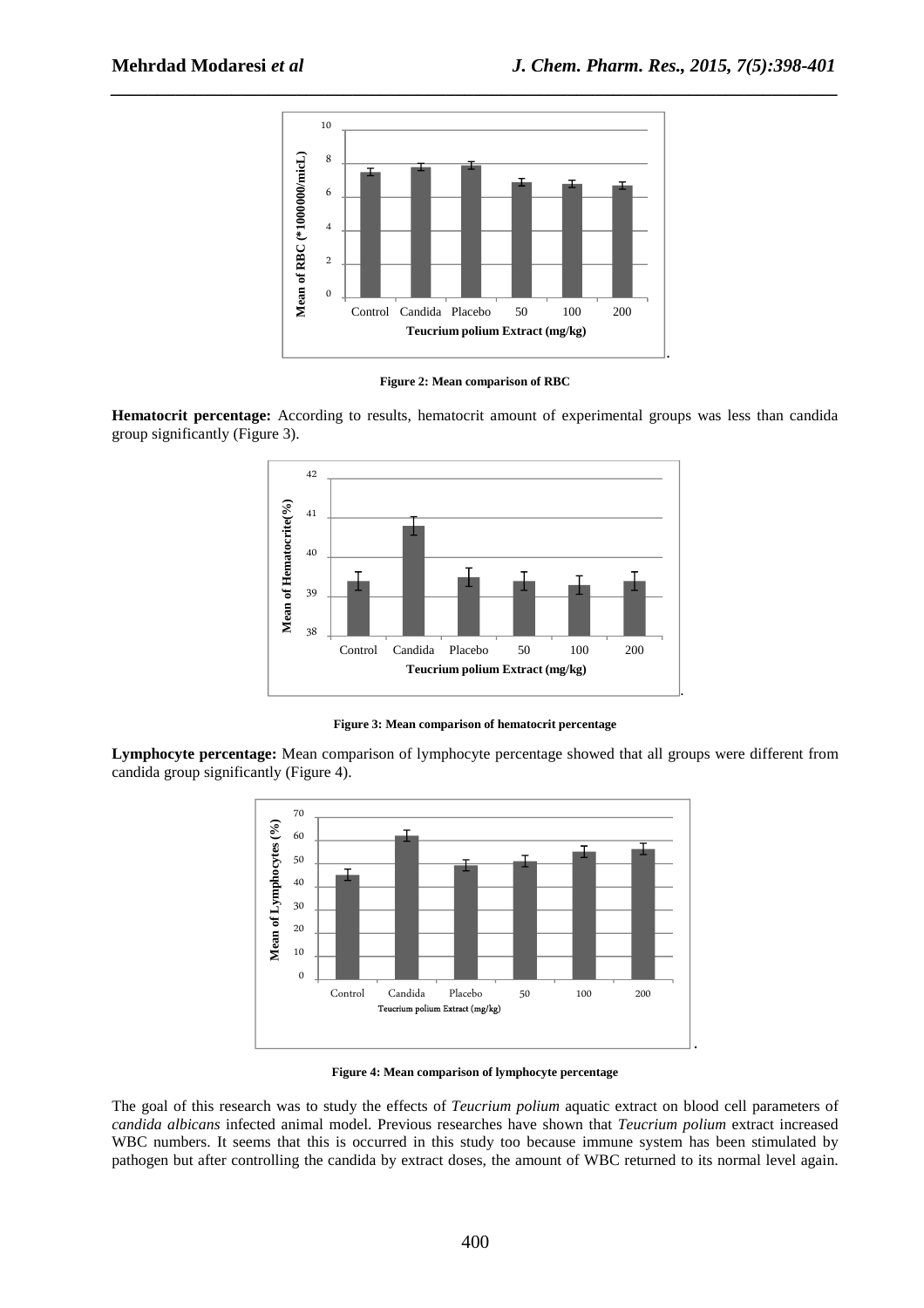**Figure 2: Mean comparison of RBC**

**Hematocrit percentage:** According to results, hematocrit amount of experimental groups was less than candida group significantly (Figure 3).

**Figure 3: Mean comparison of hematocrit percentage**

**Lymphocyte percentage:** Mean comparison of lymphocyte percentage showed that all groups were different from candida group significantly (Figure 4).

**Figure 4: Mean comparison of lymphocyte percentage**

The goal of this research was to study the effects of *Teucrium polium* aquatic extract on blood cell parameters of *candida albicans* infected animal model. Previous researches have shown that *Teucrium polium* extract increased WBC numbers. It seems that this is occurred in this study too because immune system has been stimulated by pathogen but after controlling the candida by extract doses, the amount of WBC returned to its normal level again.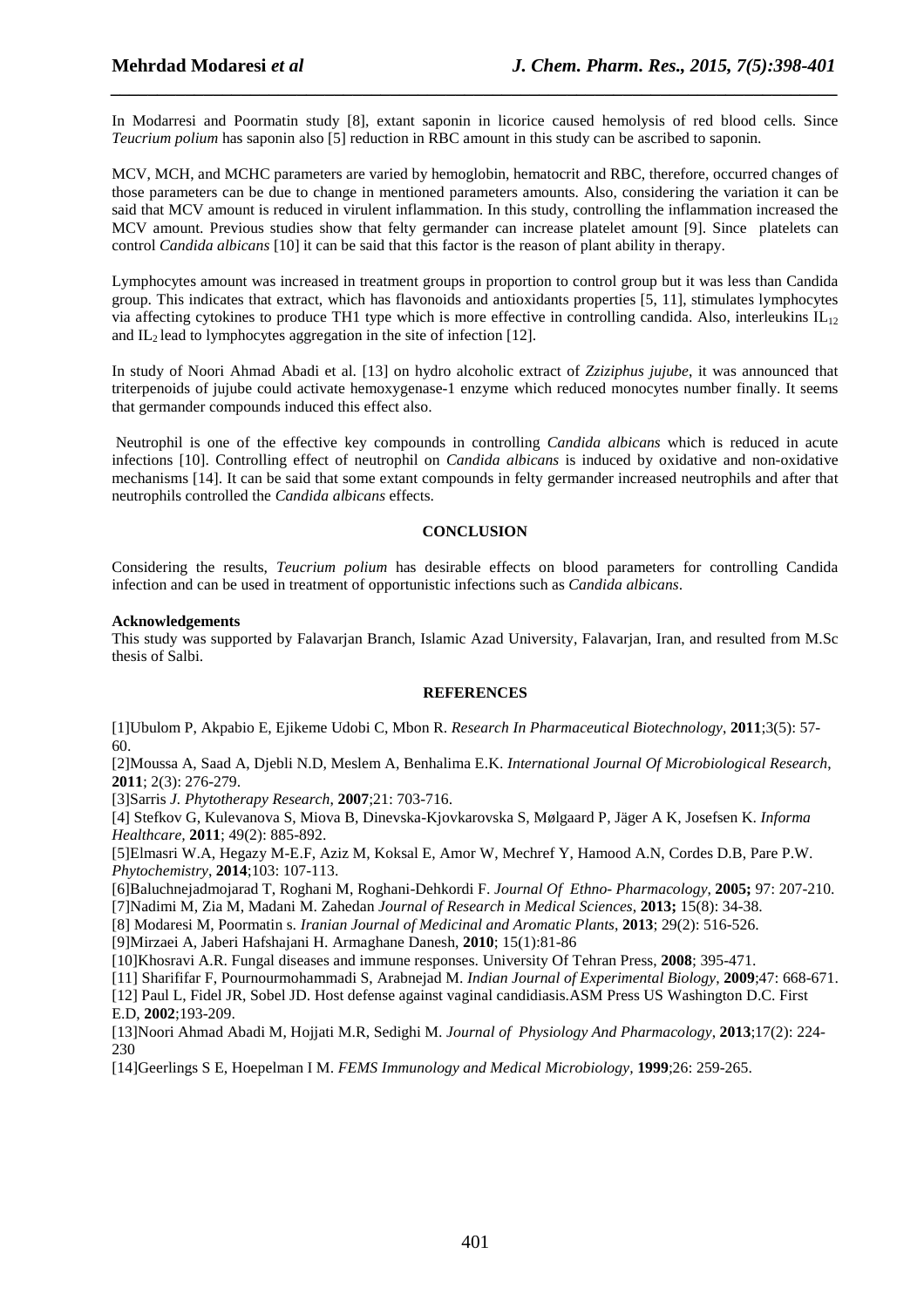In Modarresi and Poormatin study [8], extant saponin in licorice caused hemolysis of red blood cells. Since *Teucrium polium* has saponin also [5] reduction in RBC amount in this study can be ascribed to saponin.

MCV, MCH, and MCHC parameters are varied by hemoglobin, hematocrit and RBC, therefore, occurred changes of those parameters can be due to change in mentioned parameters amounts. Also, considering the variation it can be said that MCV amount is reduced in virulent inflammation. In this study, controlling the inflammation increased the MCV amount. Previous studies show that felty germander can increase platelet amount [9]. Since platelets can control *Candida albicans* [10] it can be said that this factor is the reason of plant ability in therapy.

Lymphocytes amount was increased in treatment groups in proportion to control group but it was less than Candida group. This indicates that extract, which has flavonoids and antioxidants properties [5, 11], stimulates lymphocytes via affecting cytokines to produce TH1 type which is more effective in controlling candida. Also, interleukins $IL_{12}$ and $IL_2$ lead to lymphocytes aggregation in the site of infection [12].

In study of Noori Ahmad Abadi et al. [13] on hydro alcoholic extract of *Zziziphus jujube*, it was announced that triterpenoids of jujube could activate hemoxygenase-1 enzyme which reduced monocytes number finally. It seems that germander compounds induced this effect also.

Neutrophil is one of the effective key compounds in controlling *Candida albicans* which is reduced in acute infections [10]. Controlling effect of neutrophil on *Candida albicans* is induced by oxidative and non-oxidative mechanisms [14]. It can be said that some extant compounds in felty germander increased neutrophils and after that neutrophils controlled the *Candida albicans* effects.

## CONCLUSION

Considering the results, *Teucrium polium* has desirable effects on blood parameters for controlling Candida infection and can be used in treatment of opportunistic infections such as *Candida albicans*.

**Acknowledgements**

This study was supported by Falavarjan Branch, Islamic Azad University, Falavarjan, Iran, and resulted from M.Sc thesis of Salbi.

## REFERENCES

[1]Ubulom P, Akpabio E, Ejikeme Udobi C, Mbon R. *Research In Pharmaceutical Biotechnology*, **2011**;3(5): 57-60.

[2]Moussa A, Saad A, Djebli N.D, Meslem A, Benhalima E.K. *International Journal Of Microbiological Research*, **2011**; 2(3): 276-279.

[3]Sarris J. *Phytotherapy Research*, **2007**;21: 703-716.

[4] Stefkov G, Kulevanova S, Miova B, Dinevska-Kjovkarovska S, Mølgaard P, Jäger A K, Josefsen K. *Informa Healthcare*, **2011**; 49(2): 885-892.

[5]Elmasri W.A, Hegazy M-E.F, Aziz M, Koksal E, Amor W, Mechref Y, Hamood A.N, Cordes D.B, Pare P.W. *Phytochemistry*, **2014**;103: 107-113.

[6]Baluchnejadmojarad T, Roghani M, Roghani-Dehkordi F. *Journal Of Ethno- Pharmacology*, **2005;** 97: 207-210.

[7]Nadimi M, Zia M, Madani M. Zahedan *Journal of Research in Medical Sciences*, **2013;** 15(8): 34-38.

[8] Modaresi M, Poormatin s. *Iranian Journal of Medicinal and Aromatic Plants*, **2013**; 29(2): 516-526.

[9]Mirzaei A, Jaberi Hafshajani H. Armaghane Danesh, **2010**; 15(1):81-86

[10]Khosravi A.R. Fungal diseases and immune responses. University Of Tehran Press, **2008**; 395-471.

[11] Sharififar F, Pournourmohammadi S, Arabnejad M. *Indian Journal of Experimental Biology*, **2009**;47: 668-671.

[12] Paul L, Fidel JR, Sobel JD. Host defense against vaginal candidiasis.ASM Press US Washington D.C. First E.D, **2002**;193-209.

[13]Noori Ahmad Abadi M, Hojjati M.R, Sedighi M. *Journal of Physiology And Pharmacology*, **2013**;17(2): 224-230

[14]Geerlings S E, Hoepelman I M. *FEMS Immunology and Medical Microbiology*, **1999**;26: 259-265.